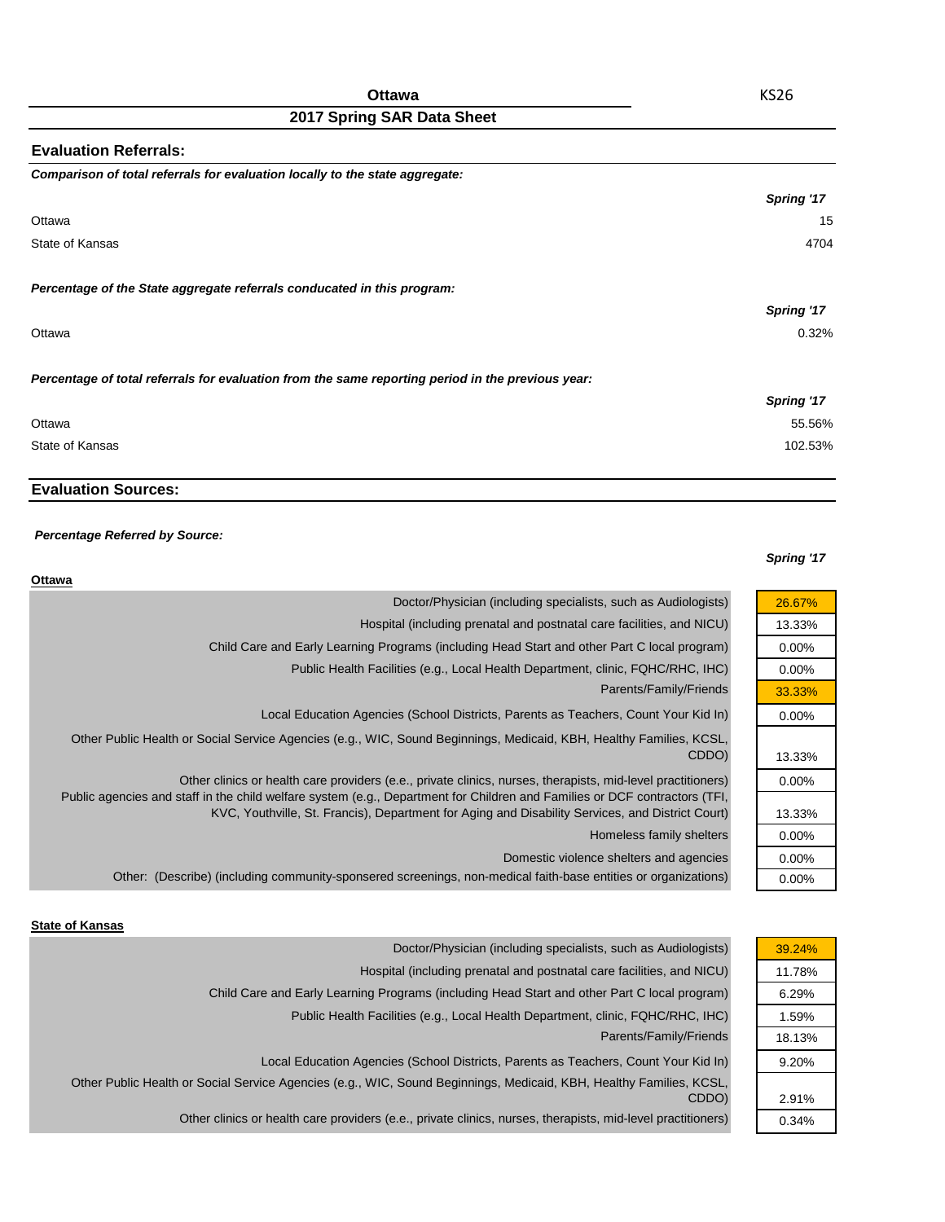# Ottawa

KS26

## 2017 Spring SAR Data Sheet

### Evaluation Referrals:

***Comparison of total referrals for evaluation locally to the state aggregate:***

| | *Spring '17* |
|---|---|
| Ottawa | 15 |
| State of Kansas | 4704 |

***Percentage of the State aggregate referrals conducated in this program:***

| | *Spring '17* |
|---|---|
| Ottawa | 0.32% |

***Percentage of total referrals for evaluation from the same reporting period in the previous year:***

| | *Spring '17* |
|---|---|
| Ottawa | 55.56% |
| State of Kansas | 102.53% |

### Evaluation Sources:

***Percentage Referred by Source:***

**Ottawa**

| | *Spring '17* |
|---|---|
| Doctor/Physician (including specialists, such as Audiologists) | 26.67% |
| Hospital (including prenatal and postnatal care facilities, and NICU) | 13.33% |
| Child Care and Early Learning Programs (including Head Start and other Part C local program) | 0.00% |
| Public Health Facilities (e.g., Local Health Department, clinic, FQHC/RHC, IHC) | 0.00% |
| Parents/Family/Friends | 33.33% |
| Local Education Agencies (School Districts, Parents as Teachers, Count Your Kid In) | 0.00% |
| Other Public Health or Social Service Agencies (e.g., WIC, Sound Beginnings, Medicaid, KBH, Healthy Families, KCSL, CDDO) | 13.33% |
| Other clinics or health care providers (e.e., private clinics, nurses, therapists, mid-level practitioners) | 0.00% |
| Public agencies and staff in the child welfare system (e.g., Department for Children and Families or DCF contractors (TFI, KVC, Youthville, St. Francis), Department for Aging and Disability Services, and District Court) | 13.33% |
| Homeless family shelters | 0.00% |
| Domestic violence shelters and agencies | 0.00% |
| Other: (Describe) (including community-sponsered screenings, non-medical faith-base entities or organizations) | 0.00% |

**State of Kansas**

| | *Spring '17* |
|---|---|
| Doctor/Physician (including specialists, such as Audiologists) | 39.24% |
| Hospital (including prenatal and postnatal care facilities, and NICU) | 11.78% |
| Child Care and Early Learning Programs (including Head Start and other Part C local program) | 6.29% |
| Public Health Facilities (e.g., Local Health Department, clinic, FQHC/RHC, IHC) | 1.59% |
| Parents/Family/Friends | 18.13% |
| Local Education Agencies (School Districts, Parents as Teachers, Count Your Kid In) | 9.20% |
| Other Public Health or Social Service Agencies (e.g., WIC, Sound Beginnings, Medicaid, KBH, Healthy Families, KCSL, CDDO) | 2.91% |
| Other clinics or health care providers (e.e., private clinics, nurses, therapists, mid-level practitioners) | 0.34% |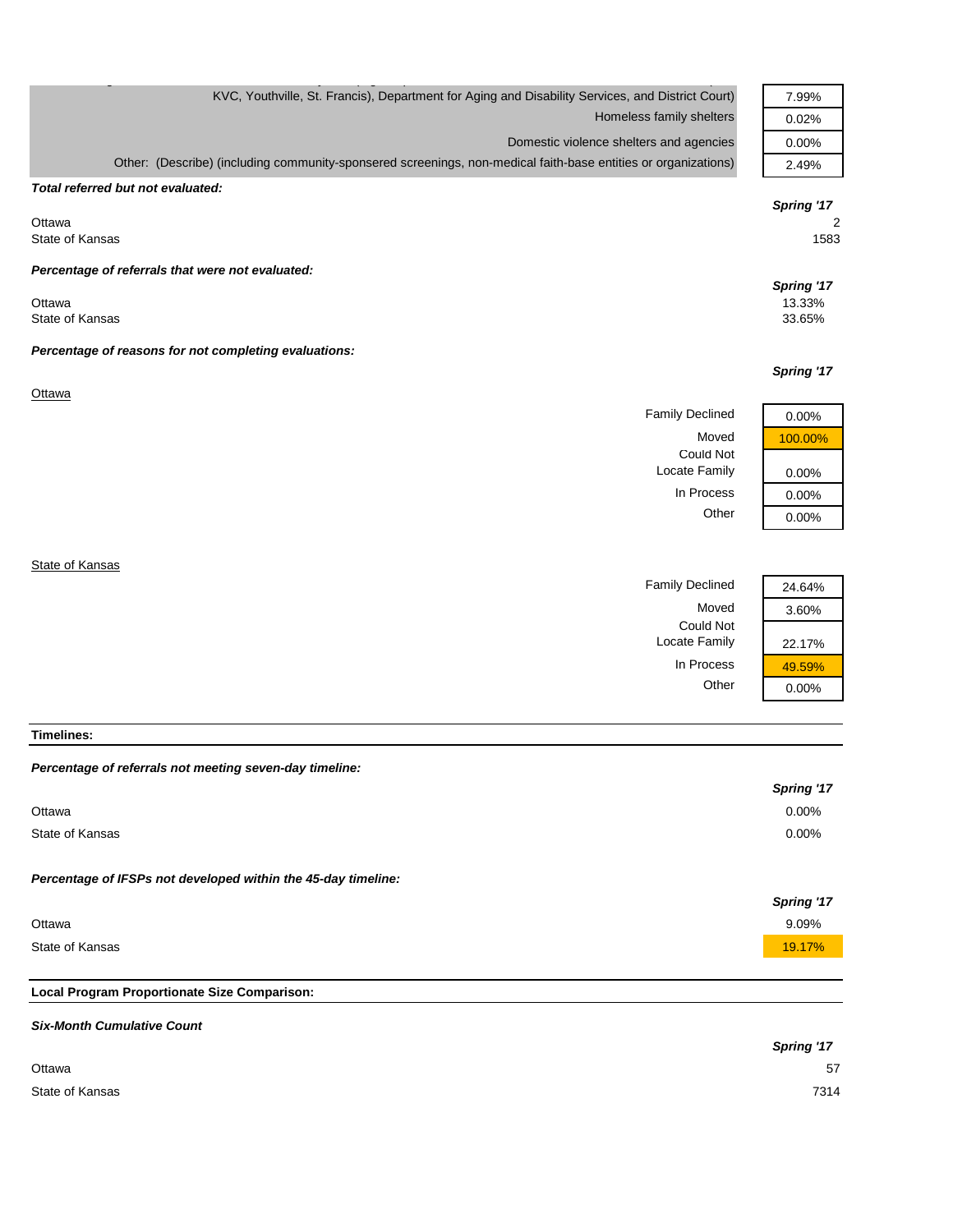| | |
|---|---|
| KVC, Youthville, St. Francis), Department for Aging and Disability Services, and District Court) | 7.99% |
| Homeless family shelters | 0.02% |
| Domestic violence shelters and agencies | 0.00% |
| Other: (Describe) (including community-sponsered screenings, non-medical faith-base entities or organizations) | 2.49% |

***Total referred but not evaluated:***

| | *Spring '17* |
|---|---|
| Ottawa | 2 |
| State of Kansas | 1583 |

***Percentage of referrals that were not evaluated:***

| | *Spring '17* |
|---|---|
| Ottawa | 13.33% |
| State of Kansas | 33.65% |

***Percentage of reasons for not completing evaluations:***

Ottawa

| | *Spring '17* |
|---|---|
| Family Declined | 0.00% |
| Moved | 100.00% |
| Could Not Locate Family | 0.00% |
| In Process | 0.00% |
| Other | 0.00% |

State of Kansas

| | *Spring '17* |
|---|---|
| Family Declined | 24.64% |
| Moved | 3.60% |
| Could Not Locate Family | 22.17% |
| In Process | 49.59% |
| Other | 0.00% |

**Timelines:**

***Percentage of referrals not meeting seven-day timeline:***

| | *Spring '17* |
|---|---|
| Ottawa | 0.00% |
| State of Kansas | 0.00% |

***Percentage of IFSPs not developed within the 45-day timeline:***

| | *Spring '17* |
|---|---|
| Ottawa | 9.09% |
| State of Kansas | 19.17% |

**Local Program Proportionate Size Comparison:**

***Six-Month Cumulative Count***

| | *Spring '17* |
|---|---|
| Ottawa | 57 |
| State of Kansas | 7314 |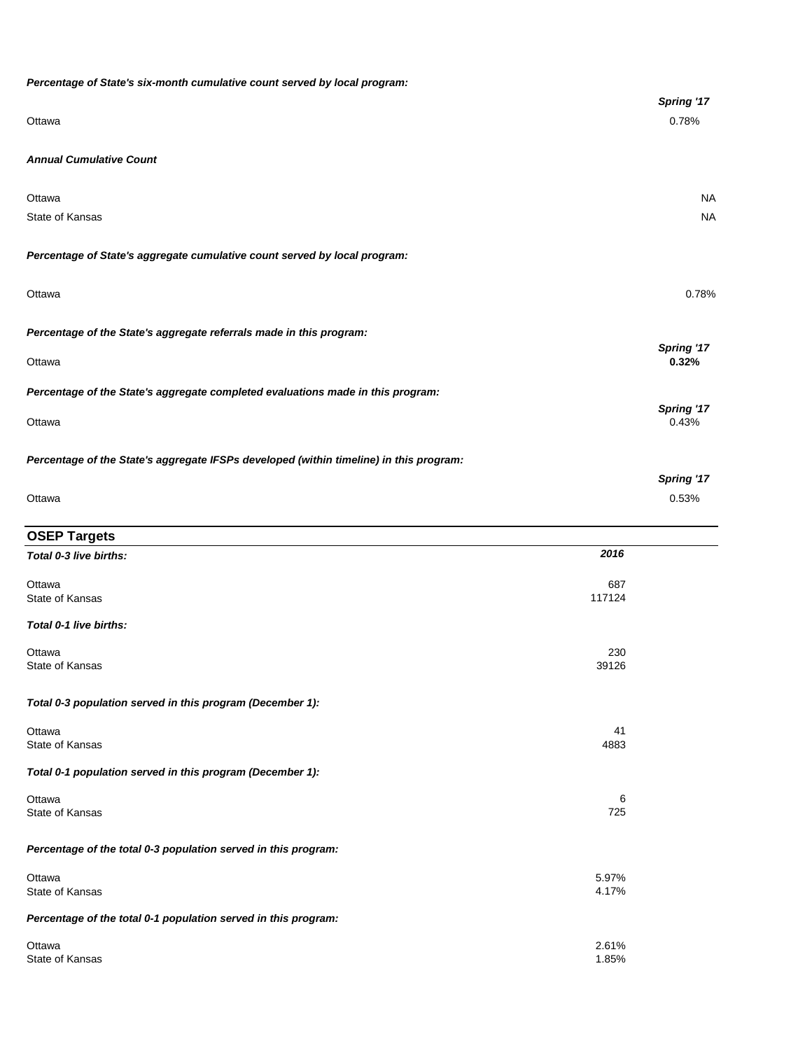***Percentage of State's six-month cumulative count served by local program:***

| | *Spring '17* |
|---|---|
| Ottawa | 0.78% |

***Annual Cumulative Count***

| | |
|---|---|
| Ottawa | NA |
| State of Kansas | NA |

***Percentage of State's aggregate cumulative count served by local program:***

| | |
|---|---|
| Ottawa | 0.78% |

***Percentage of the State's aggregate referrals made in this program:***

| | *Spring '17* |
|---|---|
| Ottawa | **0.32%** |

***Percentage of the State's aggregate completed evaluations made in this program:***

| | *Spring '17* |
|---|---|
| Ottawa | 0.43% |

***Percentage of the State's aggregate IFSPs developed (within timeline) in this program:***

| | *Spring '17* |
|---|---|
| Ottawa | 0.53% |

## OSEP Targets

***Total 0-3 live births:***

| | *2016* |
|---|---|
| Ottawa | 687 |
| State of Kansas | 117124 |

***Total 0-1 live births:***

| | |
|---|---|
| Ottawa | 230 |
| State of Kansas | 39126 |

***Total 0-3 population served in this program (December 1):***

| | |
|---|---|
| Ottawa | 41 |
| State of Kansas | 4883 |

***Total 0-1 population served in this program (December 1):***

| | |
|---|---|
| Ottawa | 6 |
| State of Kansas | 725 |

***Percentage of the total 0-3 population served in this program:***

| | |
|---|---|
| Ottawa | 5.97% |
| State of Kansas | 4.17% |

***Percentage of the total 0-1 population served in this program:***

| | |
|---|---|
| Ottawa | 2.61% |
| State of Kansas | 1.85% |